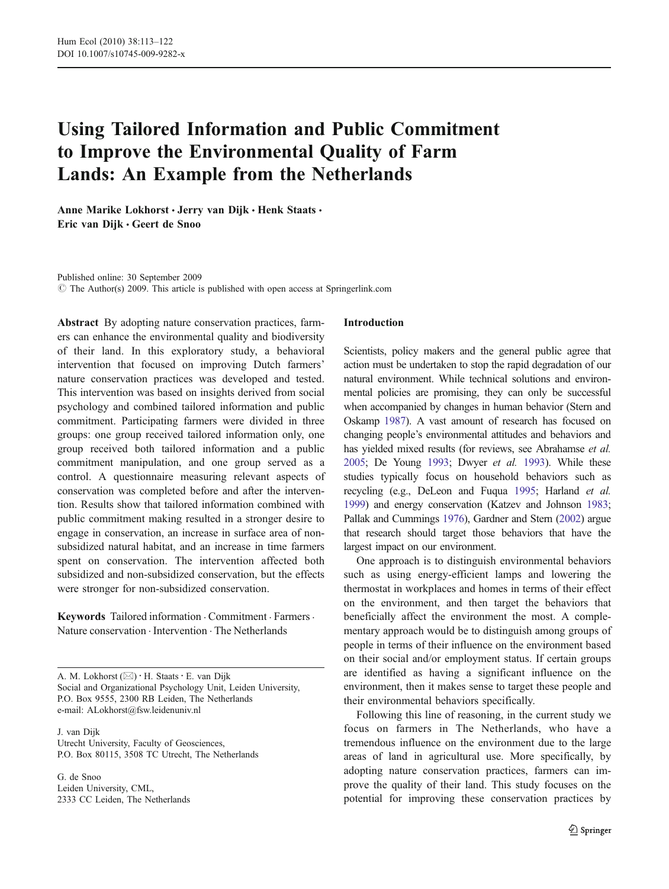# Using Tailored Information and Public Commitment to Improve the Environmental Quality of Farm Lands: An Example from the Netherlands

**Anne Marike Lokhorst · Jerry van Dijk · Henk Staats · Eric van Dijk · Geert de Snoo**

Published online: 30 September 2009
© The Author(s) 2009. This article is published with open access at Springerlink.com

**Abstract** By adopting nature conservation practices, farmers can enhance the environmental quality and biodiversity of their land. In this exploratory study, a behavioral intervention that focused on improving Dutch farmers' nature conservation practices was developed and tested. This intervention was based on insights derived from social psychology and combined tailored information and public commitment. Participating farmers were divided in three groups: one group received tailored information only, one group received both tailored information and a public commitment manipulation, and one group served as a control. A questionnaire measuring relevant aspects of conservation was completed before and after the intervention. Results show that tailored information combined with public commitment making resulted in a stronger desire to engage in conservation, an increase in surface area of non-subsidized natural habitat, and an increase in time farmers spent on conservation. The intervention affected both subsidized and non-subsidized conservation, but the effects were stronger for non-subsidized conservation.

**Keywords** Tailored information · Commitment · Farmers · Nature conservation · Intervention · The Netherlands

A. M. Lokhorst (✉) · H. Staats · E. van Dijk
Social and Organizational Psychology Unit, Leiden University, P.O. Box 9555, 2300 RB Leiden, The Netherlands
e-mail: ALokhorst@fsw.leidenuniv.nl

J. van Dijk
Utrecht University, Faculty of Geosciences, P.O. Box 80115, 3508 TC Utrecht, The Netherlands

G. de Snoo
Leiden University, CML, 2333 CC Leiden, The Netherlands

## Introduction

Scientists, policy makers and the general public agree that action must be undertaken to stop the rapid degradation of our natural environment. While technical solutions and environmental policies are promising, they can only be successful when accompanied by changes in human behavior (Stern and Oskamp 1987). A vast amount of research has focused on changing people's environmental attitudes and behaviors and has yielded mixed results (for reviews, see Abrahamse *et al.* 2005; De Young 1993; Dwyer *et al.* 1993). While these studies typically focus on household behaviors such as recycling (e.g., DeLeon and Fuqua 1995; Harland *et al.* 1999) and energy conservation (Katzev and Johnson 1983; Pallak and Cummings 1976), Gardner and Stern (2002) argue that research should target those behaviors that have the largest impact on our environment.

One approach is to distinguish environmental behaviors such as using energy-efficient lamps and lowering the thermostat in workplaces and homes in terms of their effect on the environment, and then target the behaviors that beneficially affect the environment the most. A complementary approach would be to distinguish among groups of people in terms of their influence on the environment based on their social and/or employment status. If certain groups are identified as having a significant influence on the environment, then it makes sense to target these people and their environmental behaviors specifically.

Following this line of reasoning, in the current study we focus on farmers in The Netherlands, who have a tremendous influence on the environment due to the large areas of land in agricultural use. More specifically, by adopting nature conservation practices, farmers can improve the quality of their land. This study focuses on the potential for improving these conservation practices by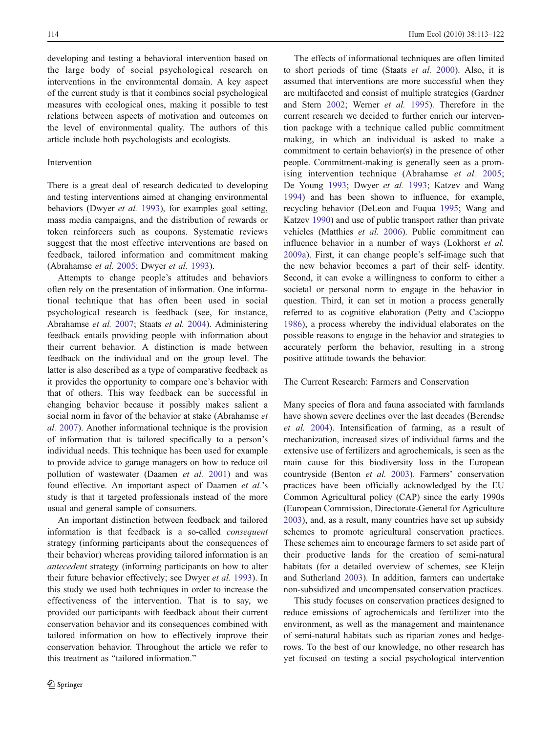developing and testing a behavioral intervention based on the large body of social psychological research on interventions in the environmental domain. A key aspect of the current study is that it combines social psychological measures with ecological ones, making it possible to test relations between aspects of motivation and outcomes on the level of environmental quality. The authors of this article include both psychologists and ecologists.

## Intervention

There is a great deal of research dedicated to developing and testing interventions aimed at changing environmental behaviors (Dwyer *et al.* 1993), for examples goal setting, mass media campaigns, and the distribution of rewards or token reinforcers such as coupons. Systematic reviews suggest that the most effective interventions are based on feedback, tailored information and commitment making (Abrahamse *et al.* 2005; Dwyer *et al.* 1993).

Attempts to change people's attitudes and behaviors often rely on the presentation of information. One informational technique that has often been used in social psychological research is feedback (see, for instance, Abrahamse *et al.* 2007; Staats *et al.* 2004). Administering feedback entails providing people with information about their current behavior. A distinction is made between feedback on the individual and on the group level. The latter is also described as a type of comparative feedback as it provides the opportunity to compare one's behavior with that of others. This way feedback can be successful in changing behavior because it possibly makes salient a social norm in favor of the behavior at stake (Abrahamse *et al.* 2007). Another informational technique is the provision of information that is tailored specifically to a person's individual needs. This technique has been used for example to provide advice to garage managers on how to reduce oil pollution of wastewater (Daamen *et al.* 2001) and was found effective. An important aspect of Daamen *et al.*'s study is that it targeted professionals instead of the more usual and general sample of consumers.

An important distinction between feedback and tailored information is that feedback is a so-called *consequent* strategy (informing participants about the consequences of their behavior) whereas providing tailored information is an *antecedent* strategy (informing participants on how to alter their future behavior effectively; see Dwyer *et al.* 1993). In this study we used both techniques in order to increase the effectiveness of the intervention. That is to say, we provided our participants with feedback about their current conservation behavior and its consequences combined with tailored information on how to effectively improve their conservation behavior. Throughout the article we refer to this treatment as "tailored information."

The effects of informational techniques are often limited to short periods of time (Staats *et al.* 2000). Also, it is assumed that interventions are more successful when they are multifaceted and consist of multiple strategies (Gardner and Stern 2002; Werner *et al.* 1995). Therefore in the current research we decided to further enrich our intervention package with a technique called public commitment making, in which an individual is asked to make a commitment to certain behavior(s) in the presence of other people. Commitment-making is generally seen as a promising intervention technique (Abrahamse *et al.* 2005; De Young 1993; Dwyer *et al.* 1993; Katzev and Wang 1994) and has been shown to influence, for example, recycling behavior (DeLeon and Fuqua 1995; Wang and Katzev 1990) and use of public transport rather than private vehicles (Matthies *et al.* 2006). Public commitment can influence behavior in a number of ways (Lokhorst *et al.* 2009a). First, it can change people's self-image such that the new behavior becomes a part of their self- identity. Second, it can evoke a willingness to conform to either a societal or personal norm to engage in the behavior in question. Third, it can set in motion a process generally referred to as cognitive elaboration (Petty and Cacioppo 1986), a process whereby the individual elaborates on the possible reasons to engage in the behavior and strategies to accurately perform the behavior, resulting in a strong positive attitude towards the behavior.

## The Current Research: Farmers and Conservation

Many species of flora and fauna associated with farmlands have shown severe declines over the last decades (Berendse *et al.* 2004). Intensification of farming, as a result of mechanization, increased sizes of individual farms and the extensive use of fertilizers and agrochemicals, is seen as the main cause for this biodiversity loss in the European countryside (Benton *et al.* 2003). Farmers' conservation practices have been officially acknowledged by the EU Common Agricultural policy (CAP) since the early 1990s (European Commission, Directorate-General for Agriculture 2003), and, as a result, many countries have set up subsidy schemes to promote agricultural conservation practices. These schemes aim to encourage farmers to set aside part of their productive lands for the creation of semi-natural habitats (for a detailed overview of schemes, see Kleijn and Sutherland 2003). In addition, farmers can undertake non-subsidized and uncompensated conservation practices.

This study focuses on conservation practices designed to reduce emissions of agrochemicals and fertilizer into the environment, as well as the management and maintenance of semi-natural habitats such as riparian zones and hedgerows. To the best of our knowledge, no other research has yet focused on testing a social psychological intervention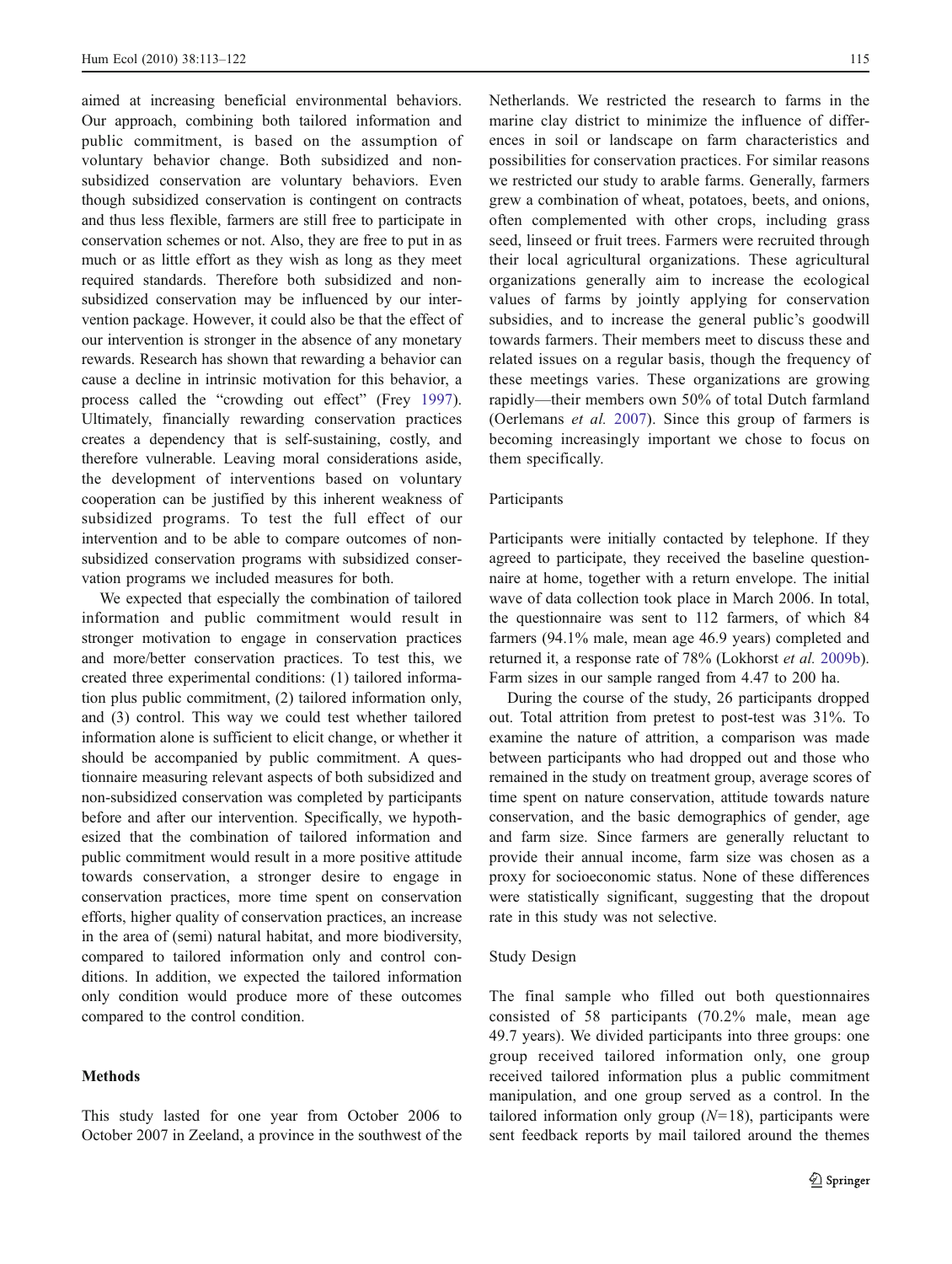aimed at increasing beneficial environmental behaviors. Our approach, combining both tailored information and public commitment, is based on the assumption of voluntary behavior change. Both subsidized and non-subsidized conservation are voluntary behaviors. Even though subsidized conservation is contingent on contracts and thus less flexible, farmers are still free to participate in conservation schemes or not. Also, they are free to put in as much or as little effort as they wish as long as they meet required standards. Therefore both subsidized and non-subsidized conservation may be influenced by our intervention package. However, it could also be that the effect of our intervention is stronger in the absence of any monetary rewards. Research has shown that rewarding a behavior can cause a decline in intrinsic motivation for this behavior, a process called the "crowding out effect" (Frey 1997). Ultimately, financially rewarding conservation practices creates a dependency that is self-sustaining, costly, and therefore vulnerable. Leaving moral considerations aside, the development of interventions based on voluntary cooperation can be justified by this inherent weakness of subsidized programs. To test the full effect of our intervention and to be able to compare outcomes of non-subsidized conservation programs with subsidized conservation programs we included measures for both.

We expected that especially the combination of tailored information and public commitment would result in stronger motivation to engage in conservation practices and more/better conservation practices. To test this, we created three experimental conditions: (1) tailored information plus public commitment, (2) tailored information only, and (3) control. This way we could test whether tailored information alone is sufficient to elicit change, or whether it should be accompanied by public commitment. A questionnaire measuring relevant aspects of both subsidized and non-subsidized conservation was completed by participants before and after our intervention. Specifically, we hypothesized that the combination of tailored information and public commitment would result in a more positive attitude towards conservation, a stronger desire to engage in conservation practices, more time spent on conservation efforts, higher quality of conservation practices, an increase in the area of (semi) natural habitat, and more biodiversity, compared to tailored information only and control conditions. In addition, we expected the tailored information only condition would produce more of these outcomes compared to the control condition.

## Methods

This study lasted for one year from October 2006 to October 2007 in Zeeland, a province in the southwest of the Netherlands. We restricted the research to farms in the marine clay district to minimize the influence of differences in soil or landscape on farm characteristics and possibilities for conservation practices. For similar reasons we restricted our study to arable farms. Generally, farmers grew a combination of wheat, potatoes, beets, and onions, often complemented with other crops, including grass seed, linseed or fruit trees. Farmers were recruited through their local agricultural organizations. These agricultural organizations generally aim to increase the ecological values of farms by jointly applying for conservation subsidies, and to increase the general public's goodwill towards farmers. Their members meet to discuss these and related issues on a regular basis, though the frequency of these meetings varies. These organizations are growing rapidly—their members own 50% of total Dutch farmland (Oerlemans *et al.* 2007). Since this group of farmers is becoming increasingly important we chose to focus on them specifically.

### Participants

Participants were initially contacted by telephone. If they agreed to participate, they received the baseline questionnaire at home, together with a return envelope. The initial wave of data collection took place in March 2006. In total, the questionnaire was sent to 112 farmers, of which 84 farmers (94.1% male, mean age 46.9 years) completed and returned it, a response rate of 78% (Lokhorst *et al.* 2009b). Farm sizes in our sample ranged from 4.47 to 200 ha.

During the course of the study, 26 participants dropped out. Total attrition from pretest to post-test was 31%. To examine the nature of attrition, a comparison was made between participants who had dropped out and those who remained in the study on treatment group, average scores of time spent on nature conservation, attitude towards nature conservation, and the basic demographics of gender, age and farm size. Since farmers are generally reluctant to provide their annual income, farm size was chosen as a proxy for socioeconomic status. None of these differences were statistically significant, suggesting that the dropout rate in this study was not selective.

### Study Design

The final sample who filled out both questionnaires consisted of 58 participants (70.2% male, mean age 49.7 years). We divided participants into three groups: one group received tailored information only, one group received tailored information plus a public commitment manipulation, and one group served as a control. In the tailored information only group ($N=18$), participants were sent feedback reports by mail tailored around the themes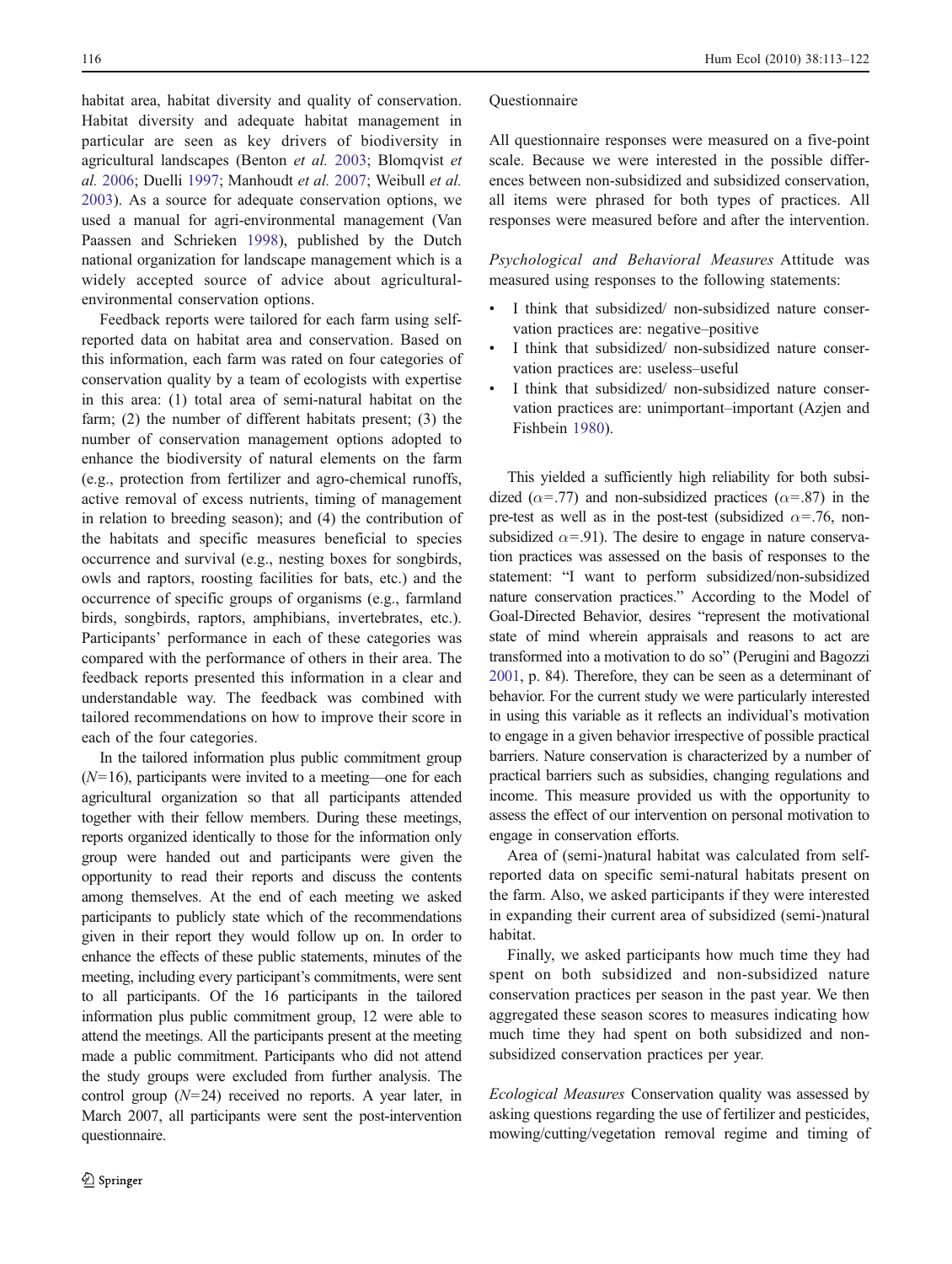habitat area, habitat diversity and quality of conservation. Habitat diversity and adequate habitat management in particular are seen as key drivers of biodiversity in agricultural landscapes (Benton *et al.* 2003; Blomqvist *et al.* 2006; Duelli 1997; Manhoudt *et al.* 2007; Weibull *et al.* 2003). As a source for adequate conservation options, we used a manual for agri-environmental management (Van Paassen and Schrieken 1998), published by the Dutch national organization for landscape management which is a widely accepted source of advice about agricultural-environmental conservation options.

Feedback reports were tailored for each farm using self-reported data on habitat area and conservation. Based on this information, each farm was rated on four categories of conservation quality by a team of ecologists with expertise in this area: (1) total area of semi-natural habitat on the farm; (2) the number of different habitats present; (3) the number of conservation management options adopted to enhance the biodiversity of natural elements on the farm (e.g., protection from fertilizer and agro-chemical runoffs, active removal of excess nutrients, timing of management in relation to breeding season); and (4) the contribution of the habitats and specific measures beneficial to species occurrence and survival (e.g., nesting boxes for songbirds, owls and raptors, roosting facilities for bats, etc.) and the occurrence of specific groups of organisms (e.g., farmland birds, songbirds, raptors, amphibians, invertebrates, etc.). Participants' performance in each of these categories was compared with the performance of others in their area. The feedback reports presented this information in a clear and understandable way. The feedback was combined with tailored recommendations on how to improve their score in each of the four categories.

In the tailored information plus public commitment group ($N=16$), participants were invited to a meeting—one for each agricultural organization so that all participants attended together with their fellow members. During these meetings, reports organized identically to those for the information only group were handed out and participants were given the opportunity to read their reports and discuss the contents among themselves. At the end of each meeting we asked participants to publicly state which of the recommendations given in their report they would follow up on. In order to enhance the effects of these public statements, minutes of the meeting, including every participant's commitments, were sent to all participants. Of the 16 participants in the tailored information plus public commitment group, 12 were able to attend the meetings. All the participants present at the meeting made a public commitment. Participants who did not attend the study groups were excluded from further analysis. The control group ($N=24$) received no reports. A year later, in March 2007, all participants were sent the post-intervention questionnaire.

### Questionnaire

All questionnaire responses were measured on a five-point scale. Because we were interested in the possible differences between non-subsidized and subsidized conservation, all items were phrased for both types of practices. All responses were measured before and after the intervention.

*Psychological and Behavioral Measures* Attitude was measured using responses to the following statements:

- I think that subsidized/ non-subsidized nature conservation practices are: negative–positive
- I think that subsidized/ non-subsidized nature conservation practices are: useless–useful
- I think that subsidized/ non-subsidized nature conservation practices are: unimportant–important (Azjen and Fishbein 1980).

This yielded a sufficiently high reliability for both subsidized ($\alpha=.77$) and non-subsidized practices ($\alpha=.87$) in the pre-test as well as in the post-test (subsidized $\alpha=.76$, non-subsidized $\alpha=.91$). The desire to engage in nature conservation practices was assessed on the basis of responses to the statement: "I want to perform subsidized/non-subsidized nature conservation practices." According to the Model of Goal-Directed Behavior, desires "represent the motivational state of mind wherein appraisals and reasons to act are transformed into a motivation to do so" (Perugini and Bagozzi 2001, p. 84). Therefore, they can be seen as a determinant of behavior. For the current study we were particularly interested in using this variable as it reflects an individual's motivation to engage in a given behavior irrespective of possible practical barriers. Nature conservation is characterized by a number of practical barriers such as subsidies, changing regulations and income. This measure provided us with the opportunity to assess the effect of our intervention on personal motivation to engage in conservation efforts.

Area of (semi-)natural habitat was calculated from self-reported data on specific semi-natural habitats present on the farm. Also, we asked participants if they were interested in expanding their current area of subsidized (semi-)natural habitat.

Finally, we asked participants how much time they had spent on both subsidized and non-subsidized nature conservation practices per season in the past year. We then aggregated these season scores to measures indicating how much time they had spent on both subsidized and non-subsidized conservation practices per year.

*Ecological Measures* Conservation quality was assessed by asking questions regarding the use of fertilizer and pesticides, mowing/cutting/vegetation removal regime and timing of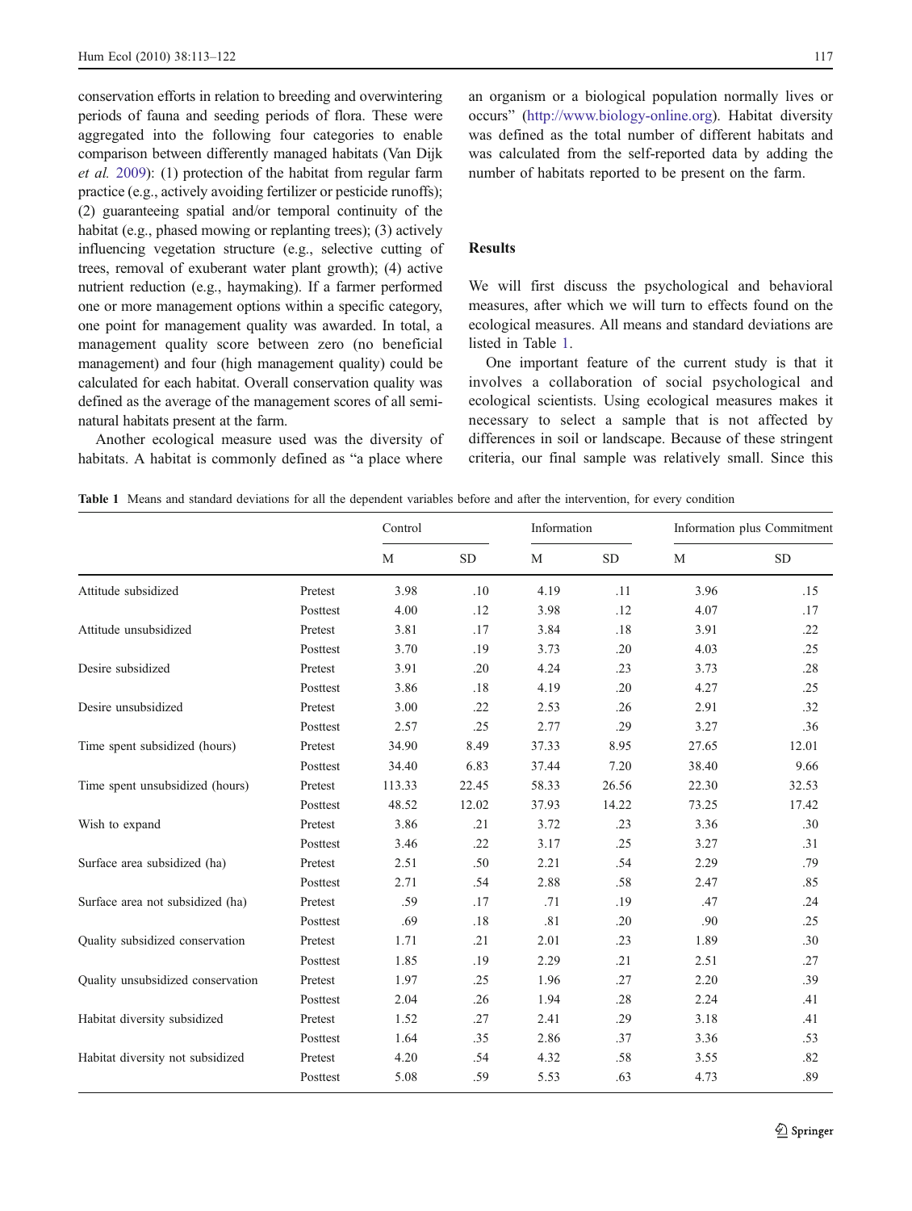conservation efforts in relation to breeding and overwintering periods of fauna and seeding periods of flora. These were aggregated into the following four categories to enable comparison between differently managed habitats (Van Dijk *et al.* 2009): (1) protection of the habitat from regular farm practice (e.g., actively avoiding fertilizer or pesticide runoffs); (2) guaranteeing spatial and/or temporal continuity of the habitat (e.g., phased mowing or replanting trees); (3) actively influencing vegetation structure (e.g., selective cutting of trees, removal of exuberant water plant growth); (4) active nutrient reduction (e.g., haymaking). If a farmer performed one or more management options within a specific category, one point for management quality was awarded. In total, a management quality score between zero (no beneficial management) and four (high management quality) could be calculated for each habitat. Overall conservation quality was defined as the average of the management scores of all semi-natural habitats present at the farm.

Another ecological measure used was the diversity of habitats. A habitat is commonly defined as "a place where an organism or a biological population normally lives or occurs" (http://www.biology-online.org). Habitat diversity was defined as the total number of different habitats and was calculated from the self-reported data by adding the number of habitats reported to be present on the farm.

## Results

We will first discuss the psychological and behavioral measures, after which we will turn to effects found on the ecological measures. All means and standard deviations are listed in Table 1.

One important feature of the current study is that it involves a collaboration of social psychological and ecological scientists. Using ecological measures makes it necessary to select a sample that is not affected by differences in soil or landscape. Because of these stringent criteria, our final sample was relatively small. Since this

**Table 1** Means and standard deviations for all the dependent variables before and after the intervention, for every condition

| | | Control | | Information | | Information plus Commitment | |
|---|---|---|---|---|---|---|---|
| | | M | SD | M | SD | M | SD |
| Attitude subsidized | Pretest | 3.98 | .10 | 4.19 | .11 | 3.96 | .15 |
| | Posttest | 4.00 | .12 | 3.98 | .12 | 4.07 | .17 |
| Attitude unsubsidized | Pretest | 3.81 | .17 | 3.84 | .18 | 3.91 | .22 |
| | Posttest | 3.70 | .19 | 3.73 | .20 | 4.03 | .25 |
| Desire subsidized | Pretest | 3.91 | .20 | 4.24 | .23 | 3.73 | .28 |
| | Posttest | 3.86 | .18 | 4.19 | .20 | 4.27 | .25 |
| Desire unsubsidized | Pretest | 3.00 | .22 | 2.53 | .26 | 2.91 | .32 |
| | Posttest | 2.57 | .25 | 2.77 | .29 | 3.27 | .36 |
| Time spent subsidized (hours) | Pretest | 34.90 | 8.49 | 37.33 | 8.95 | 27.65 | 12.01 |
| | Posttest | 34.40 | 6.83 | 37.44 | 7.20 | 38.40 | 9.66 |
| Time spent unsubsidized (hours) | Pretest | 113.33 | 22.45 | 58.33 | 26.56 | 22.30 | 32.53 |
| | Posttest | 48.52 | 12.02 | 37.93 | 14.22 | 73.25 | 17.42 |
| Wish to expand | Pretest | 3.86 | .21 | 3.72 | .23 | 3.36 | .30 |
| | Posttest | 3.46 | .22 | 3.17 | .25 | 3.27 | .31 |
| Surface area subsidized (ha) | Pretest | 2.51 | .50 | 2.21 | .54 | 2.29 | .79 |
| | Posttest | 2.71 | .54 | 2.88 | .58 | 2.47 | .85 |
| Surface area not subsidized (ha) | Pretest | .59 | .17 | .71 | .19 | .47 | .24 |
| | Posttest | .69 | .18 | .81 | .20 | .90 | .25 |
| Quality subsidized conservation | Pretest | 1.71 | .21 | 2.01 | .23 | 1.89 | .30 |
| | Posttest | 1.85 | .19 | 2.29 | .21 | 2.51 | .27 |
| Quality unsubsidized conservation | Pretest | 1.97 | .25 | 1.96 | .27 | 2.20 | .39 |
| | Posttest | 2.04 | .26 | 1.94 | .28 | 2.24 | .41 |
| Habitat diversity subsidized | Pretest | 1.52 | .27 | 2.41 | .29 | 3.18 | .41 |
| | Posttest | 1.64 | .35 | 2.86 | .37 | 3.36 | .53 |
| Habitat diversity not subsidized | Pretest | 4.20 | .54 | 4.32 | .58 | 3.55 | .82 |
| | Posttest | 5.08 | .59 | 5.53 | .63 | 4.73 | .89 |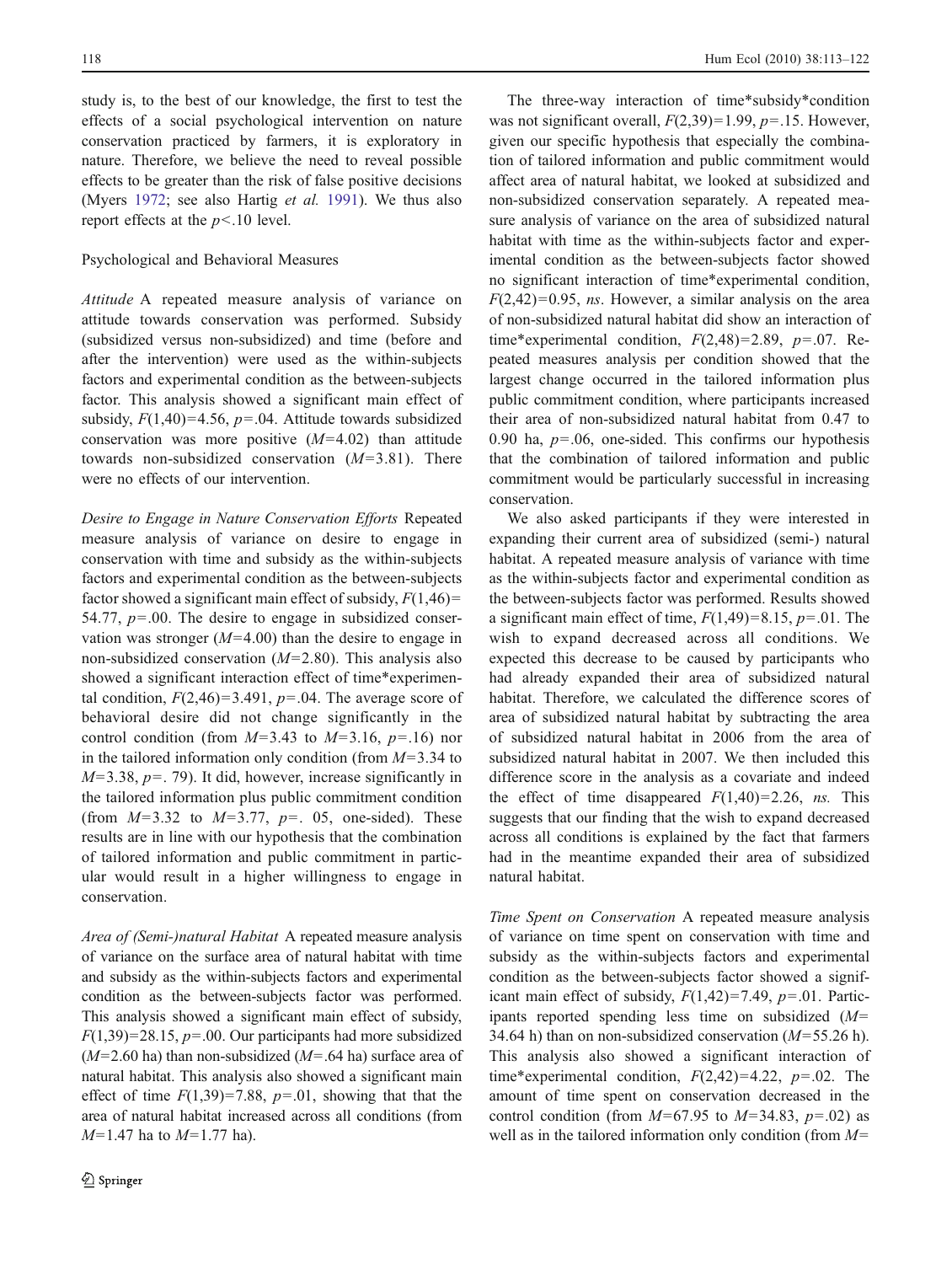study is, to the best of our knowledge, the first to test the effects of a social psychological intervention on nature conservation practiced by farmers, it is exploratory in nature. Therefore, we believe the need to reveal possible effects to be greater than the risk of false positive decisions (Myers 1972; see also Hartig *et al.* 1991). We thus also report effects at the $p<.10$ level.

### Psychological and Behavioral Measures

*Attitude* A repeated measure analysis of variance on attitude towards conservation was performed. Subsidy (subsidized versus non-subsidized) and time (before and after the intervention) were used as the within-subjects factors and experimental condition as the between-subjects factor. This analysis showed a significant main effect of subsidy, $F(1,40)=4.56$, $p=.04$. Attitude towards subsidized conservation was more positive ($M=4.02$) than attitude towards non-subsidized conservation ($M=3.81$). There were no effects of our intervention.

*Desire to Engage in Nature Conservation Efforts* Repeated measure analysis of variance on desire to engage in conservation with time and subsidy as the within-subjects factors and experimental condition as the between-subjects factor showed a significant main effect of subsidy, $F(1,46)=54.77$, $p=.00$. The desire to engage in subsidized conservation was stronger ($M=4.00$) than the desire to engage in non-subsidized conservation ($M=2.80$). This analysis also showed a significant interaction effect of time*experimental condition, $F(2,46)=3.491$, $p=.04$. The average score of behavioral desire did not change significantly in the control condition (from $M=3.43$ to $M=3.16$, $p=.16$) nor in the tailored information only condition (from $M=3.34$ to $M=3.38$, $p=.79$). It did, however, increase significantly in the tailored information plus public commitment condition (from $M=3.32$ to $M=3.77$, $p=.05$, one-sided). These results are in line with our hypothesis that the combination of tailored information and public commitment in particular would result in a higher willingness to engage in conservation.

*Area of (Semi-)natural Habitat* A repeated measure analysis of variance on the surface area of natural habitat with time and subsidy as the within-subjects factors and experimental condition as the between-subjects factor was performed. This analysis showed a significant main effect of subsidy, $F(1,39)=28.15$, $p=.00$. Our participants had more subsidized ($M=2.60$ ha) than non-subsidized ($M=.64$ ha) surface area of natural habitat. This analysis also showed a significant main effect of time $F(1,39)=7.88$, $p=.01$, showing that that the area of natural habitat increased across all conditions (from $M=1.47$ ha to $M=1.77$ ha).

The three-way interaction of time*subsidy*condition was not significant overall, $F(2,39)=1.99$, $p=.15$. However, given our specific hypothesis that especially the combination of tailored information and public commitment would affect area of natural habitat, we looked at subsidized and non-subsidized conservation separately. A repeated measure analysis of variance on the area of subsidized natural habitat with time as the within-subjects factor and experimental condition as the between-subjects factor showed no significant interaction of time*experimental condition, $F(2,42)=0.95$, *ns*. However, a similar analysis on the area of non-subsidized natural habitat did show an interaction of time*experimental condition, $F(2,48)=2.89$, $p=.07$. Repeated measures analysis per condition showed that the largest change occurred in the tailored information plus public commitment condition, where participants increased their area of non-subsidized natural habitat from 0.47 to 0.90 ha, $p=.06$, one-sided. This confirms our hypothesis that the combination of tailored information and public commitment would be particularly successful in increasing conservation.

We also asked participants if they were interested in expanding their current area of subsidized (semi-) natural habitat. A repeated measure analysis of variance with time as the within-subjects factor and experimental condition as the between-subjects factor was performed. Results showed a significant main effect of time, $F(1,49)=8.15$, $p=.01$. The wish to expand decreased across all conditions. We expected this decrease to be caused by participants who had already expanded their area of subsidized natural habitat. Therefore, we calculated the difference scores of area of subsidized natural habitat by subtracting the area of subsidized natural habitat in 2006 from the area of subsidized natural habitat in 2007. We then included this difference score in the analysis as a covariate and indeed the effect of time disappeared $F(1,40)=2.26$, *ns.* This suggests that our finding that the wish to expand decreased across all conditions is explained by the fact that farmers had in the meantime expanded their area of subsidized natural habitat.

*Time Spent on Conservation* A repeated measure analysis of variance on time spent on conservation with time and subsidy as the within-subjects factors and experimental condition as the between-subjects factor showed a significant main effect of subsidy, $F(1,42)=7.49$, $p=.01$. Participants reported spending less time on subsidized ($M=34.64$ h) than on non-subsidized conservation ($M=55.26$ h). This analysis also showed a significant interaction of time*experimental condition, $F(2,42)=4.22$, $p=.02$. The amount of time spent on conservation decreased in the control condition (from $M=67.95$ to $M=34.83$, $p=.02$) as well as in the tailored information only condition (from $M=$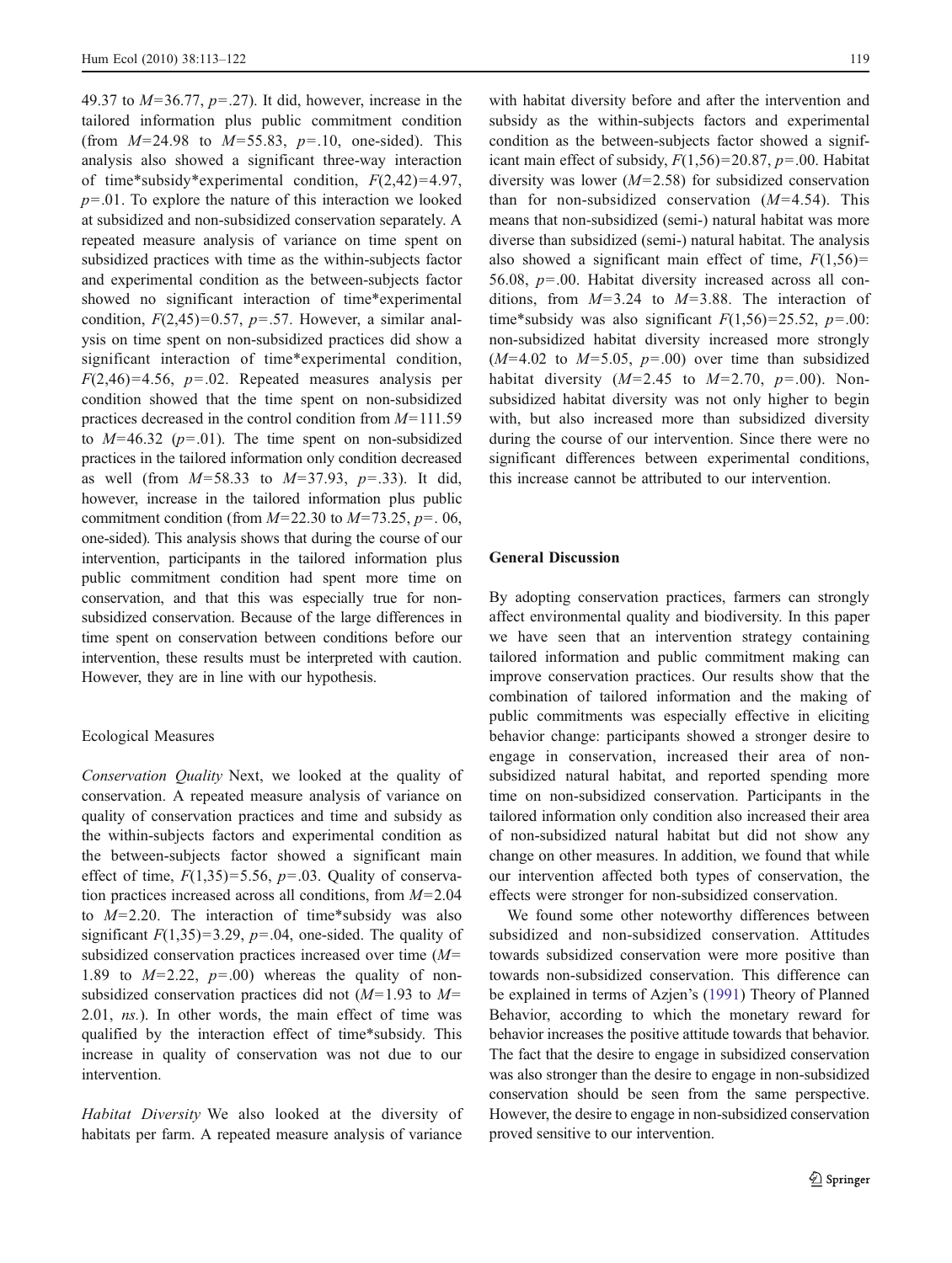49.37 to $M=36.77$, $p=.27$). It did, however, increase in the tailored information plus public commitment condition (from $M=24.98$ to $M=55.83$, $p=.10$, one-sided). This analysis also showed a significant three-way interaction of time\*subsidy\*experimental condition, $F(2,42)=4.97$, $p=.01$. To explore the nature of this interaction we looked at subsidized and non-subsidized conservation separately. A repeated measure analysis of variance on time spent on subsidized practices with time as the within-subjects factor and experimental condition as the between-subjects factor showed no significant interaction of time\*experimental condition, $F(2,45)=0.57$, $p=.57$. However, a similar analysis on time spent on non-subsidized practices did show a significant interaction of time\*experimental condition, $F(2,46)=4.56$, $p=.02$. Repeated measures analysis per condition showed that the time spent on non-subsidized practices decreased in the control condition from $M=111.59$ to $M=46.32$ ($p=.01$). The time spent on non-subsidized practices in the tailored information only condition decreased as well (from $M=58.33$ to $M=37.93$, $p=.33$). It did, however, increase in the tailored information plus public commitment condition (from $M=22.30$ to $M=73.25$, $p=.06$, one-sided). This analysis shows that during the course of our intervention, participants in the tailored information plus public commitment condition had spent more time on conservation, and that this was especially true for non-subsidized conservation. Because of the large differences in time spent on conservation between conditions before our intervention, these results must be interpreted with caution. However, they are in line with our hypothesis.

### Ecological Measures

*Conservation Quality* Next, we looked at the quality of conservation. A repeated measure analysis of variance on quality of conservation practices and time and subsidy as the within-subjects factors and experimental condition as the between-subjects factor showed a significant main effect of time, $F(1,35)=5.56$, $p=.03$. Quality of conservation practices increased across all conditions, from $M=2.04$ to $M=2.20$. The interaction of time\*subsidy was also significant $F(1,35)=3.29$, $p=.04$, one-sided. The quality of subsidized conservation practices increased over time ($M=1.89$ to $M=2.22$, $p=.00$) whereas the quality of non-subsidized conservation practices did not ($M=1.93$ to $M=2.01$, *ns.*). In other words, the main effect of time was qualified by the interaction effect of time\*subsidy. This increase in quality of conservation was not due to our intervention.

*Habitat Diversity* We also looked at the diversity of habitats per farm. A repeated measure analysis of variance with habitat diversity before and after the intervention and subsidy as the within-subjects factors and experimental condition as the between-subjects factor showed a significant main effect of subsidy, $F(1,56)=20.87$, $p=.00$. Habitat diversity was lower ($M=2.58$) for subsidized conservation than for non-subsidized conservation ($M=4.54$). This means that non-subsidized (semi-) natural habitat was more diverse than subsidized (semi-) natural habitat. The analysis also showed a significant main effect of time, $F(1,56)=56.08$, $p=.00$. Habitat diversity increased across all conditions, from $M=3.24$ to $M=3.88$. The interaction of time\*subsidy was also significant $F(1,56)=25.52$, $p=.00$: non-subsidized habitat diversity increased more strongly ($M=4.02$ to $M=5.05$, $p=.00$) over time than subsidized habitat diversity ($M=2.45$ to $M=2.70$, $p=.00$). Non-subsidized habitat diversity was not only higher to begin with, but also increased more than subsidized diversity during the course of our intervention. Since there were no significant differences between experimental conditions, this increase cannot be attributed to our intervention.

## General Discussion

By adopting conservation practices, farmers can strongly affect environmental quality and biodiversity. In this paper we have seen that an intervention strategy containing tailored information and public commitment making can improve conservation practices. Our results show that the combination of tailored information and the making of public commitments was especially effective in eliciting behavior change: participants showed a stronger desire to engage in conservation, increased their area of non-subsidized natural habitat, and reported spending more time on non-subsidized conservation. Participants in the tailored information only condition also increased their area of non-subsidized natural habitat but did not show any change on other measures. In addition, we found that while our intervention affected both types of conservation, the effects were stronger for non-subsidized conservation.

We found some other noteworthy differences between subsidized and non-subsidized conservation. Attitudes towards subsidized conservation were more positive than towards non-subsidized conservation. This difference can be explained in terms of Azjen's (1991) Theory of Planned Behavior, according to which the monetary reward for behavior increases the positive attitude towards that behavior. The fact that the desire to engage in subsidized conservation was also stronger than the desire to engage in non-subsidized conservation should be seen from the same perspective. However, the desire to engage in non-subsidized conservation proved sensitive to our intervention.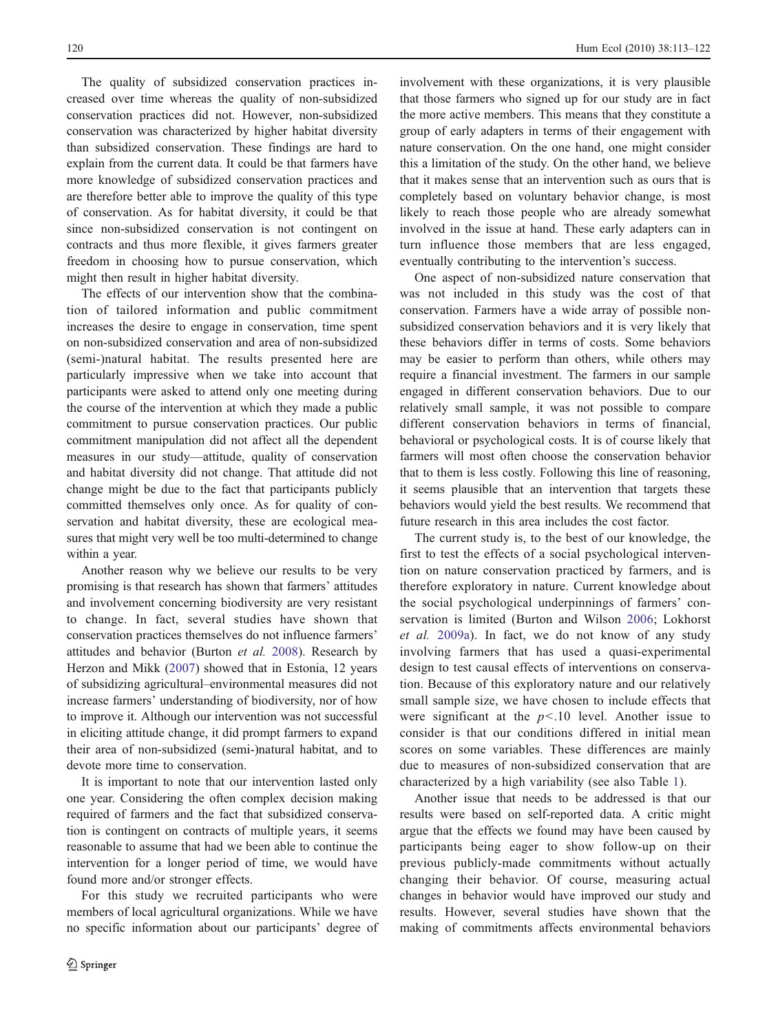The quality of subsidized conservation practices increased over time whereas the quality of non-subsidized conservation practices did not. However, non-subsidized conservation was characterized by higher habitat diversity than subsidized conservation. These findings are hard to explain from the current data. It could be that farmers have more knowledge of subsidized conservation practices and are therefore better able to improve the quality of this type of conservation. As for habitat diversity, it could be that since non-subsidized conservation is not contingent on contracts and thus more flexible, it gives farmers greater freedom in choosing how to pursue conservation, which might then result in higher habitat diversity.

The effects of our intervention show that the combination of tailored information and public commitment increases the desire to engage in conservation, time spent on non-subsidized conservation and area of non-subsidized (semi-)natural habitat. The results presented here are particularly impressive when we take into account that participants were asked to attend only one meeting during the course of the intervention at which they made a public commitment to pursue conservation practices. Our public commitment manipulation did not affect all the dependent measures in our study—attitude, quality of conservation and habitat diversity did not change. That attitude did not change might be due to the fact that participants publicly committed themselves only once. As for quality of conservation and habitat diversity, these are ecological measures that might very well be too multi-determined to change within a year.

Another reason why we believe our results to be very promising is that research has shown that farmers' attitudes and involvement concerning biodiversity are very resistant to change. In fact, several studies have shown that conservation practices themselves do not influence farmers' attitudes and behavior (Burton *et al.* 2008). Research by Herzon and Mikk (2007) showed that in Estonia, 12 years of subsidizing agricultural–environmental measures did not increase farmers' understanding of biodiversity, nor of how to improve it. Although our intervention was not successful in eliciting attitude change, it did prompt farmers to expand their area of non-subsidized (semi-)natural habitat, and to devote more time to conservation.

It is important to note that our intervention lasted only one year. Considering the often complex decision making required of farmers and the fact that subsidized conservation is contingent on contracts of multiple years, it seems reasonable to assume that had we been able to continue the intervention for a longer period of time, we would have found more and/or stronger effects.

For this study we recruited participants who were members of local agricultural organizations. While we have no specific information about our participants' degree of involvement with these organizations, it is very plausible that those farmers who signed up for our study are in fact the more active members. This means that they constitute a group of early adapters in terms of their engagement with nature conservation. On the one hand, one might consider this a limitation of the study. On the other hand, we believe that it makes sense that an intervention such as ours that is completely based on voluntary behavior change, is most likely to reach those people who are already somewhat involved in the issue at hand. These early adapters can in turn influence those members that are less engaged, eventually contributing to the intervention's success.

One aspect of non-subsidized nature conservation that was not included in this study was the cost of that conservation. Farmers have a wide array of possible non-subsidized conservation behaviors and it is very likely that these behaviors differ in terms of costs. Some behaviors may be easier to perform than others, while others may require a financial investment. The farmers in our sample engaged in different conservation behaviors. Due to our relatively small sample, it was not possible to compare different conservation behaviors in terms of financial, behavioral or psychological costs. It is of course likely that farmers will most often choose the conservation behavior that to them is less costly. Following this line of reasoning, it seems plausible that an intervention that targets these behaviors would yield the best results. We recommend that future research in this area includes the cost factor.

The current study is, to the best of our knowledge, the first to test the effects of a social psychological intervention on nature conservation practiced by farmers, and is therefore exploratory in nature. Current knowledge about the social psychological underpinnings of farmers' conservation is limited (Burton and Wilson 2006; Lokhorst *et al.* 2009a). In fact, we do not know of any study involving farmers that has used a quasi-experimental design to test causal effects of interventions on conservation. Because of this exploratory nature and our relatively small sample size, we have chosen to include effects that were significant at the $p<.10$ level. Another issue to consider is that our conditions differed in initial mean scores on some variables. These differences are mainly due to measures of non-subsidized conservation that are characterized by a high variability (see also Table 1).

Another issue that needs to be addressed is that our results were based on self-reported data. A critic might argue that the effects we found may have been caused by participants being eager to show follow-up on their previous publicly-made commitments without actually changing their behavior. Of course, measuring actual changes in behavior would have improved our study and results. However, several studies have shown that the making of commitments affects environmental behaviors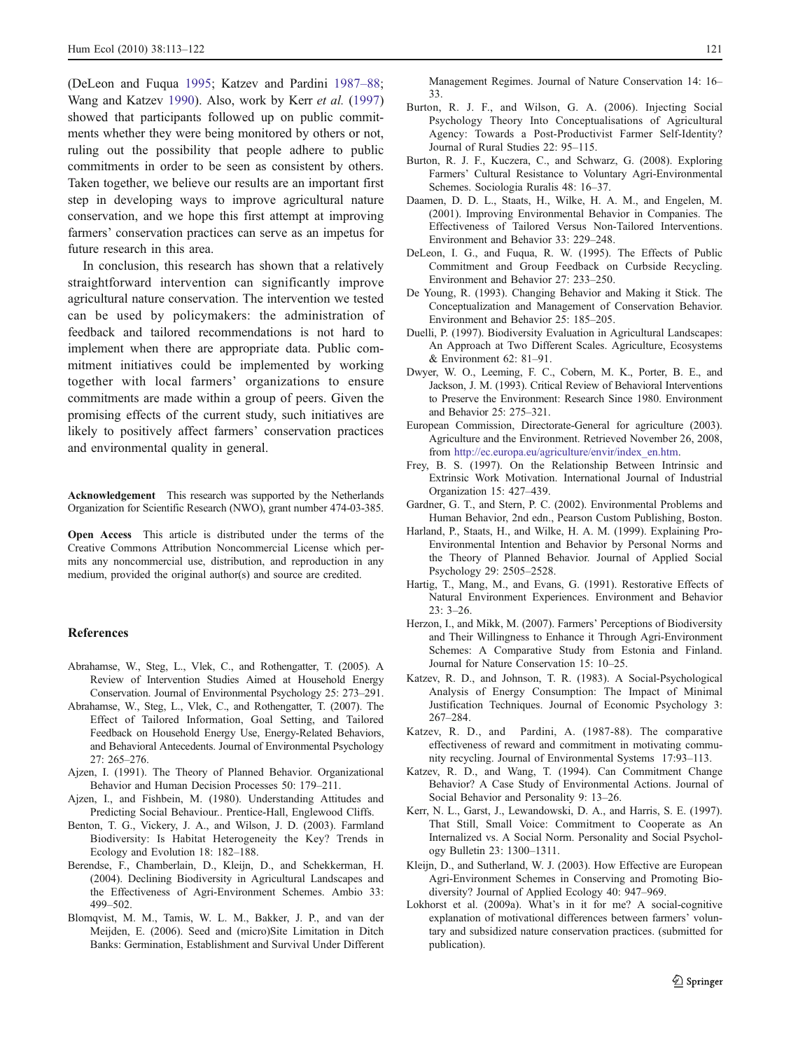(DeLeon and Fuqua 1995; Katzev and Pardini 1987–88; Wang and Katzev 1990). Also, work by Kerr *et al.* (1997) showed that participants followed up on public commitments whether they were being monitored by others or not, ruling out the possibility that people adhere to public commitments in order to be seen as consistent by others. Taken together, we believe our results are an important first step in developing ways to improve agricultural nature conservation, and we hope this first attempt at improving farmers' conservation practices can serve as an impetus for future research in this area.

In conclusion, this research has shown that a relatively straightforward intervention can significantly improve agricultural nature conservation. The intervention we tested can be used by policymakers: the administration of feedback and tailored recommendations is not hard to implement when there are appropriate data. Public commitment initiatives could be implemented by working together with local farmers' organizations to ensure commitments are made within a group of peers. Given the promising effects of the current study, such initiatives are likely to positively affect farmers' conservation practices and environmental quality in general.

**Acknowledgement** This research was supported by the Netherlands Organization for Scientific Research (NWO), grant number 474-03-385.

**Open Access** This article is distributed under the terms of the Creative Commons Attribution Noncommercial License which permits any noncommercial use, distribution, and reproduction in any medium, provided the original author(s) and source are credited.

## References

Abrahamse, W., Steg, L., Vlek, C., and Rothengatter, T. (2005). A Review of Intervention Studies Aimed at Household Energy Conservation. Journal of Environmental Psychology 25: 273–291.

Abrahamse, W., Steg, L., Vlek, C., and Rothengatter, T. (2007). The Effect of Tailored Information, Goal Setting, and Tailored Feedback on Household Energy Use, Energy-Related Behaviors, and Behavioral Antecedents. Journal of Environmental Psychology 27: 265–276.

Ajzen, I. (1991). The Theory of Planned Behavior. Organizational Behavior and Human Decision Processes 50: 179–211.

Ajzen, I., and Fishbein, M. (1980). Understanding Attitudes and Predicting Social Behaviour.. Prentice-Hall, Englewood Cliffs.

Benton, T. G., Vickery, J. A., and Wilson, J. D. (2003). Farmland Biodiversity: Is Habitat Heterogeneity the Key? Trends in Ecology and Evolution 18: 182–188.

Berendse, F., Chamberlain, D., Kleijn, D., and Schekkerman, H. (2004). Declining Biodiversity in Agricultural Landscapes and the Effectiveness of Agri-Environment Schemes. Ambio 33: 499–502.

Blomqvist, M. M., Tamis, W. L. M., Bakker, J. P., and van der Meijden, E. (2006). Seed and (micro)Site Limitation in Ditch Banks: Germination, Establishment and Survival Under Different Management Regimes. Journal of Nature Conservation 14: 16–33.

Burton, R. J. F., and Wilson, G. A. (2006). Injecting Social Psychology Theory Into Conceptualisations of Agricultural Agency: Towards a Post-Productivist Farmer Self-Identity? Journal of Rural Studies 22: 95–115.

Burton, R. J. F., Kuczera, C., and Schwarz, G. (2008). Exploring Farmers' Cultural Resistance to Voluntary Agri-Environmental Schemes. Sociologia Ruralis 48: 16–37.

Daamen, D. D. L., Staats, H., Wilke, H. A. M., and Engelen, M. (2001). Improving Environmental Behavior in Companies. The Effectiveness of Tailored Versus Non-Tailored Interventions. Environment and Behavior 33: 229–248.

DeLeon, I. G., and Fuqua, R. W. (1995). The Effects of Public Commitment and Group Feedback on Curbside Recycling. Environment and Behavior 27: 233–250.

De Young, R. (1993). Changing Behavior and Making it Stick. The Conceptualization and Management of Conservation Behavior. Environment and Behavior 25: 185–205.

Duelli, P. (1997). Biodiversity Evaluation in Agricultural Landscapes: An Approach at Two Different Scales. Agriculture, Ecosystems & Environment 62: 81–91.

Dwyer, W. O., Leeming, F. C., Cobern, M. K., Porter, B. E., and Jackson, J. M. (1993). Critical Review of Behavioral Interventions to Preserve the Environment: Research Since 1980. Environment and Behavior 25: 275–321.

European Commission, Directorate-General for agriculture (2003). Agriculture and the Environment. Retrieved November 26, 2008, from http://ec.europa.eu/agriculture/envir/index_en.htm.

Frey, B. S. (1997). On the Relationship Between Intrinsic and Extrinsic Work Motivation. International Journal of Industrial Organization 15: 427–439.

Gardner, G. T., and Stern, P. C. (2002). Environmental Problems and Human Behavior, 2nd edn., Pearson Custom Publishing, Boston.

Harland, P., Staats, H., and Wilke, H. A. M. (1999). Explaining Pro-Environmental Intention and Behavior by Personal Norms and the Theory of Planned Behavior. Journal of Applied Social Psychology 29: 2505–2528.

Hartig, T., Mang, M., and Evans, G. (1991). Restorative Effects of Natural Environment Experiences. Environment and Behavior 23: 3–26.

Herzon, I., and Mikk, M. (2007). Farmers' Perceptions of Biodiversity and Their Willingness to Enhance it Through Agri-Environment Schemes: A Comparative Study from Estonia and Finland. Journal for Nature Conservation 15: 10–25.

Katzev, R. D., and Johnson, T. R. (1983). A Social-Psychological Analysis of Energy Consumption: The Impact of Minimal Justification Techniques. Journal of Economic Psychology 3: 267–284.

Katzev, R. D., and Pardini, A. (1987-88). The comparative effectiveness of reward and commitment in motivating community recycling. Journal of Environmental Systems 17:93–113.

Katzev, R. D., and Wang, T. (1994). Can Commitment Change Behavior? A Case Study of Environmental Actions. Journal of Social Behavior and Personality 9: 13–26.

Kerr, N. L., Garst, J., Lewandowski, D. A., and Harris, S. E. (1997). That Still, Small Voice: Commitment to Cooperate as An Internalized vs. A Social Norm. Personality and Social Psychology Bulletin 23: 1300–1311.

Kleijn, D., and Sutherland, W. J. (2003). How Effective are European Agri-Environment Schemes in Conserving and Promoting Biodiversity? Journal of Applied Ecology 40: 947–969.

Lokhorst et al. (2009a). What's in it for me? A social-cognitive explanation of motivational differences between farmers' voluntary and subsidized nature conservation practices. (submitted for publication).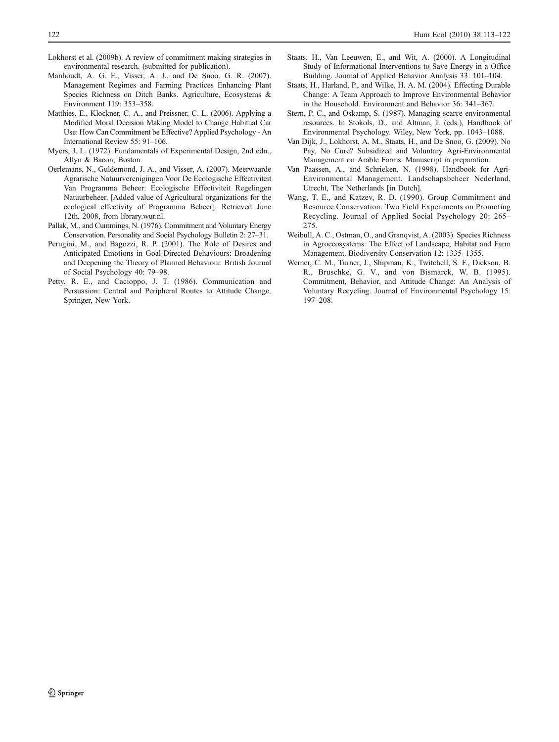Lokhorst et al. (2009b). A review of commitment making strategies in environmental research. (submitted for publication).

Manhoudt, A. G. E., Visser, A. J., and De Snoo, G. R. (2007). Management Regimes and Farming Practices Enhancing Plant Species Richness on Ditch Banks. Agriculture, Ecosystems & Environment 119: 353–358.

Matthies, E., Klockner, C. A., and Preissner, C. L. (2006). Applying a Modified Moral Decision Making Model to Change Habitual Car Use: How Can Commitment be Effective? Applied Psychology - An International Review 55: 91–106.

Myers, J. L. (1972). Fundamentals of Experimental Design, 2nd edn., Allyn & Bacon, Boston.

Oerlemans, N., Guldemond, J. A., and Visser, A. (2007). Meerwaarde Agrarische Natuurverenigingen Voor De Ecologische Effectiviteit Van Programma Beheer: Ecologische Effectiviteit Regelingen Natuurbeheer. [Added value of Agricultural organizations for the ecological effectivity of Programma Beheer]. Retrieved June 12th, 2008, from library.wur.nl.

Pallak, M., and Cummings, N. (1976). Commitment and Voluntary Energy Conservation. Personality and Social Psychology Bulletin 2: 27–31.

Perugini, M., and Bagozzi, R. P. (2001). The Role of Desires and Anticipated Emotions in Goal-Directed Behaviours: Broadening and Deepening the Theory of Planned Behaviour. British Journal of Social Psychology 40: 79–98.

Petty, R. E., and Cacioppo, J. T. (1986). Communication and Persuasion: Central and Peripheral Routes to Attitude Change. Springer, New York.

Staats, H., Van Leeuwen, E., and Wit, A. (2000). A Longitudinal Study of Informational Interventions to Save Energy in a Office Building. Journal of Applied Behavior Analysis 33: 101–104.

Staats, H., Harland, P., and Wilke, H. A. M. (2004). Effecting Durable Change: A Team Approach to Improve Environmental Behavior in the Household. Environment and Behavior 36: 341–367.

Stern, P. C., and Oskamp, S. (1987). Managing scarce environmental resources. In Stokols, D., and Altman, I. (eds.), Handbook of Environmental Psychology. Wiley, New York, pp. 1043–1088.

Van Dijk, J., Lokhorst, A. M., Staats, H., and De Snoo, G. (2009). No Pay, No Cure? Subsidized and Voluntary Agri-Environmental Management on Arable Farms. Manuscript in preparation.

Van Paassen, A., and Schrieken, N. (1998). Handbook for Agri-Environmental Management. Landschapsbeheer Nederland, Utrecht, The Netherlands [in Dutch].

Wang, T. E., and Katzev, R. D. (1990). Group Commitment and Resource Conservation: Two Field Experiments on Promoting Recycling. Journal of Applied Social Psychology 20: 265–275.

Weibull, A. C., Ostman, O., and Granqvist, A. (2003). Species Richness in Agroecosystems: The Effect of Landscape, Habitat and Farm Management. Biodiversity Conservation 12: 1335–1355.

Werner, C. M., Turner, J., Shipman, K., Twitchell, S. F., Dickson, B. R., Bruschke, G. V., and von Bismarck, W. B. (1995). Commitment, Behavior, and Attitude Change: An Analysis of Voluntary Recycling. Journal of Environmental Psychology 15: 197–208.